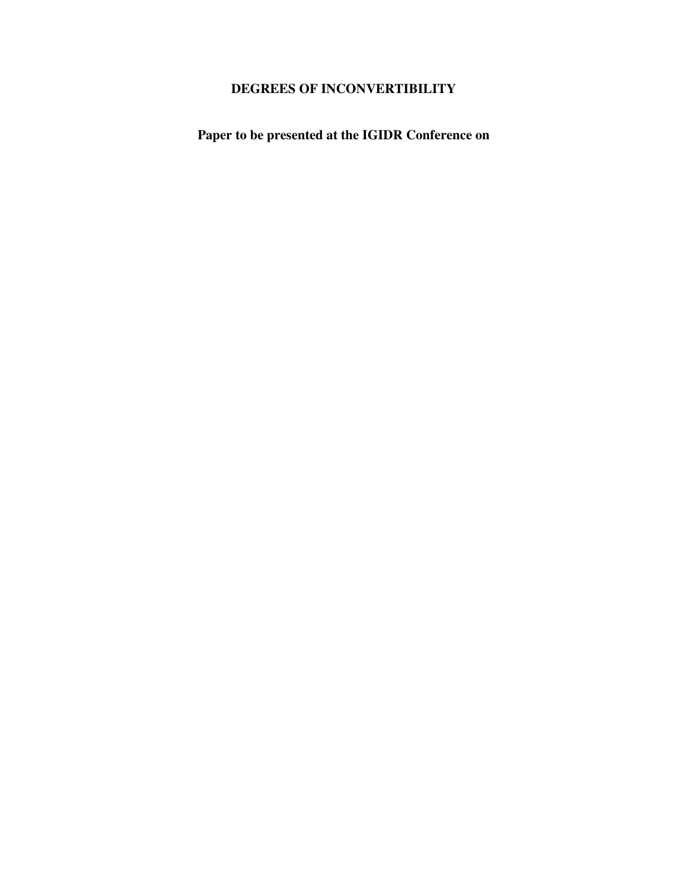# DEGREES OF INCONVERTIBILITY

## Paper to be presented at the IGIDR Conference on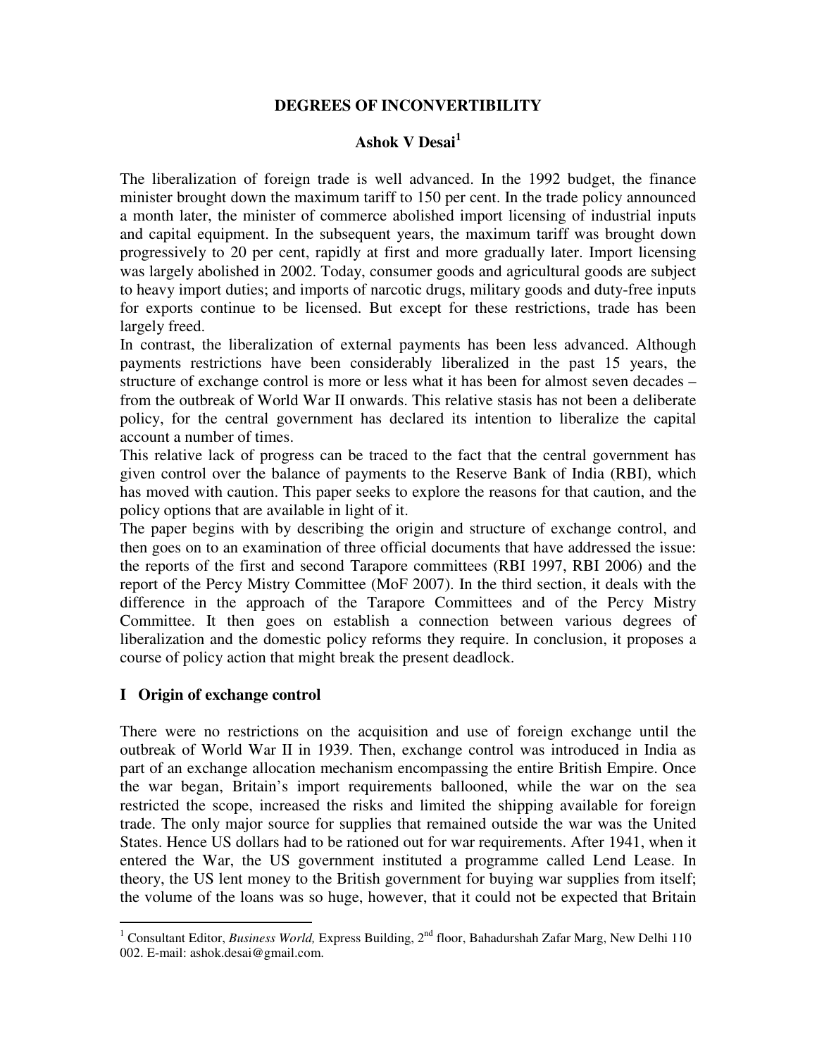**DEGREES OF INCONVERTIBILITY**

**Ashok V Desai**[1]

The liberalization of foreign trade is well advanced. In the 1992 budget, the finance minister brought down the maximum tariff to 150 per cent. In the trade policy announced a month later, the minister of commerce abolished import licensing of industrial inputs and capital equipment. In the subsequent years, the maximum tariff was brought down progressively to 20 per cent, rapidly at first and more gradually later. Import licensing was largely abolished in 2002. Today, consumer goods and agricultural goods are subject to heavy import duties; and imports of narcotic drugs, military goods and duty-free inputs for exports continue to be licensed. But except for these restrictions, trade has been largely freed.

In contrast, the liberalization of external payments has been less advanced. Although payments restrictions have been considerably liberalized in the past 15 years, the structure of exchange control is more or less what it has been for almost seven decades – from the outbreak of World War II onwards. This relative stasis has not been a deliberate policy, for the central government has declared its intention to liberalize the capital account a number of times.

This relative lack of progress can be traced to the fact that the central government has given control over the balance of payments to the Reserve Bank of India (RBI), which has moved with caution. This paper seeks to explore the reasons for that caution, and the policy options that are available in light of it.

The paper begins with by describing the origin and structure of exchange control, and then goes on to an examination of three official documents that have addressed the issue: the reports of the first and second Tarapore committees (RBI 1997, RBI 2006) and the report of the Percy Mistry Committee (MoF 2007). In the third section, it deals with the difference in the approach of the Tarapore Committees and of the Percy Mistry Committee. It then goes on establish a connection between various degrees of liberalization and the domestic policy reforms they require. In conclusion, it proposes a course of policy action that might break the present deadlock.

## I Origin of exchange control

There were no restrictions on the acquisition and use of foreign exchange until the outbreak of World War II in 1939. Then, exchange control was introduced in India as part of an exchange allocation mechanism encompassing the entire British Empire. Once the war began, Britain's import requirements ballooned, while the war on the sea restricted the scope, increased the risks and limited the shipping available for foreign trade. The only major source for supplies that remained outside the war was the United States. Hence US dollars had to be rationed out for war requirements. After 1941, when it entered the War, the US government instituted a programme called Lend Lease. In theory, the US lent money to the British government for buying war supplies from itself; the volume of the loans was so huge, however, that it could not be expected that Britain

---

[1] Consultant Editor, *Business World,* Express Building, 2nd floor, Bahadurshah Zafar Marg, New Delhi 110 002. E-mail: ashok.desai@gmail.com.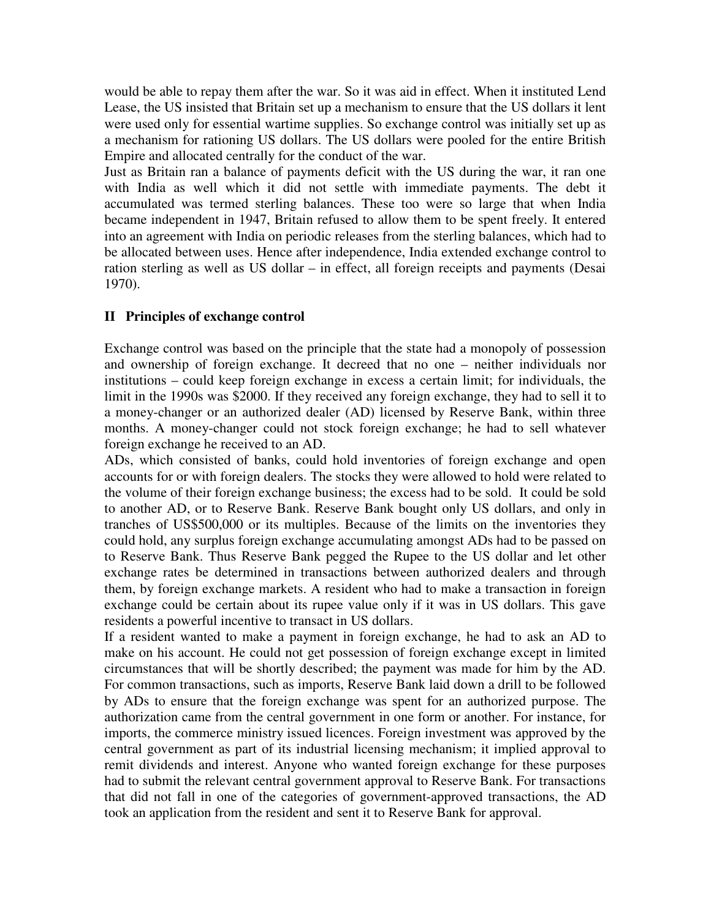would be able to repay them after the war. So it was aid in effect. When it instituted Lend Lease, the US insisted that Britain set up a mechanism to ensure that the US dollars it lent were used only for essential wartime supplies. So exchange control was initially set up as a mechanism for rationing US dollars. The US dollars were pooled for the entire British Empire and allocated centrally for the conduct of the war.

Just as Britain ran a balance of payments deficit with the US during the war, it ran one with India as well which it did not settle with immediate payments. The debt it accumulated was termed sterling balances. These too were so large that when India became independent in 1947, Britain refused to allow them to be spent freely. It entered into an agreement with India on periodic releases from the sterling balances, which had to be allocated between uses. Hence after independence, India extended exchange control to ration sterling as well as US dollar – in effect, all foreign receipts and payments (Desai 1970).

## II Principles of exchange control

Exchange control was based on the principle that the state had a monopoly of possession and ownership of foreign exchange. It decreed that no one – neither individuals nor institutions – could keep foreign exchange in excess a certain limit; for individuals, the limit in the 1990s was $2000. If they received any foreign exchange, they had to sell it to a money-changer or an authorized dealer (AD) licensed by Reserve Bank, within three months. A money-changer could not stock foreign exchange; he had to sell whatever foreign exchange he received to an AD.

ADs, which consisted of banks, could hold inventories of foreign exchange and open accounts for or with foreign dealers. The stocks they were allowed to hold were related to the volume of their foreign exchange business; the excess had to be sold. It could be sold to another AD, or to Reserve Bank. Reserve Bank bought only US dollars, and only in tranches of US$500,000 or its multiples. Because of the limits on the inventories they could hold, any surplus foreign exchange accumulating amongst ADs had to be passed on to Reserve Bank. Thus Reserve Bank pegged the Rupee to the US dollar and let other exchange rates be determined in transactions between authorized dealers and through them, by foreign exchange markets. A resident who had to make a transaction in foreign exchange could be certain about its rupee value only if it was in US dollars. This gave residents a powerful incentive to transact in US dollars.

If a resident wanted to make a payment in foreign exchange, he had to ask an AD to make on his account. He could not get possession of foreign exchange except in limited circumstances that will be shortly described; the payment was made for him by the AD. For common transactions, such as imports, Reserve Bank laid down a drill to be followed by ADs to ensure that the foreign exchange was spent for an authorized purpose. The authorization came from the central government in one form or another. For instance, for imports, the commerce ministry issued licences. Foreign investment was approved by the central government as part of its industrial licensing mechanism; it implied approval to remit dividends and interest. Anyone who wanted foreign exchange for these purposes had to submit the relevant central government approval to Reserve Bank. For transactions that did not fall in one of the categories of government-approved transactions, the AD took an application from the resident and sent it to Reserve Bank for approval.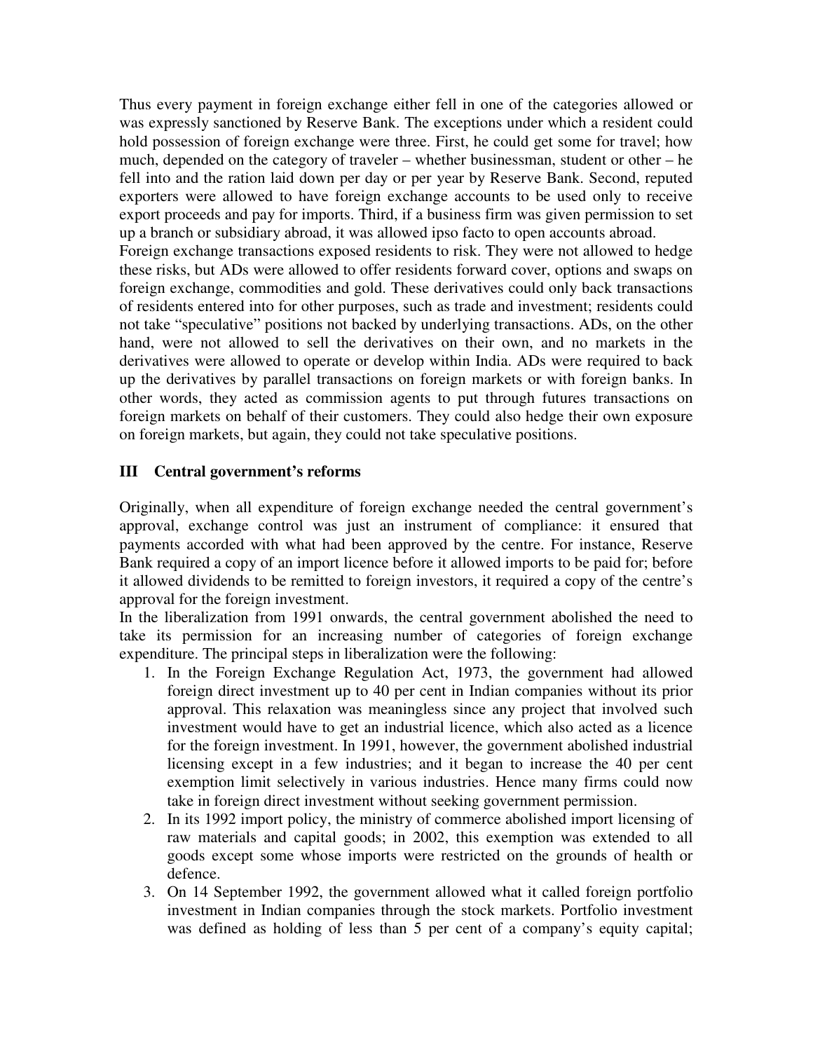Thus every payment in foreign exchange either fell in one of the categories allowed or was expressly sanctioned by Reserve Bank. The exceptions under which a resident could hold possession of foreign exchange were three. First, he could get some for travel; how much, depended on the category of traveler – whether businessman, student or other – he fell into and the ration laid down per day or per year by Reserve Bank. Second, reputed exporters were allowed to have foreign exchange accounts to be used only to receive export proceeds and pay for imports. Third, if a business firm was given permission to set up a branch or subsidiary abroad, it was allowed ipso facto to open accounts abroad.

Foreign exchange transactions exposed residents to risk. They were not allowed to hedge these risks, but ADs were allowed to offer residents forward cover, options and swaps on foreign exchange, commodities and gold. These derivatives could only back transactions of residents entered into for other purposes, such as trade and investment; residents could not take "speculative" positions not backed by underlying transactions. ADs, on the other hand, were not allowed to sell the derivatives on their own, and no markets in the derivatives were allowed to operate or develop within India. ADs were required to back up the derivatives by parallel transactions on foreign markets or with foreign banks. In other words, they acted as commission agents to put through futures transactions on foreign markets on behalf of their customers. They could also hedge their own exposure on foreign markets, but again, they could not take speculative positions.

## III Central government's reforms

Originally, when all expenditure of foreign exchange needed the central government's approval, exchange control was just an instrument of compliance: it ensured that payments accorded with what had been approved by the centre. For instance, Reserve Bank required a copy of an import licence before it allowed imports to be paid for; before it allowed dividends to be remitted to foreign investors, it required a copy of the centre's approval for the foreign investment.

In the liberalization from 1991 onwards, the central government abolished the need to take its permission for an increasing number of categories of foreign exchange expenditure. The principal steps in liberalization were the following:

1. In the Foreign Exchange Regulation Act, 1973, the government had allowed foreign direct investment up to 40 per cent in Indian companies without its prior approval. This relaxation was meaningless since any project that involved such investment would have to get an industrial licence, which also acted as a licence for the foreign investment. In 1991, however, the government abolished industrial licensing except in a few industries; and it began to increase the 40 per cent exemption limit selectively in various industries. Hence many firms could now take in foreign direct investment without seeking government permission.
2. In its 1992 import policy, the ministry of commerce abolished import licensing of raw materials and capital goods; in 2002, this exemption was extended to all goods except some whose imports were restricted on the grounds of health or defence.
3. On 14 September 1992, the government allowed what it called foreign portfolio investment in Indian companies through the stock markets. Portfolio investment was defined as holding of less than 5 per cent of a company's equity capital;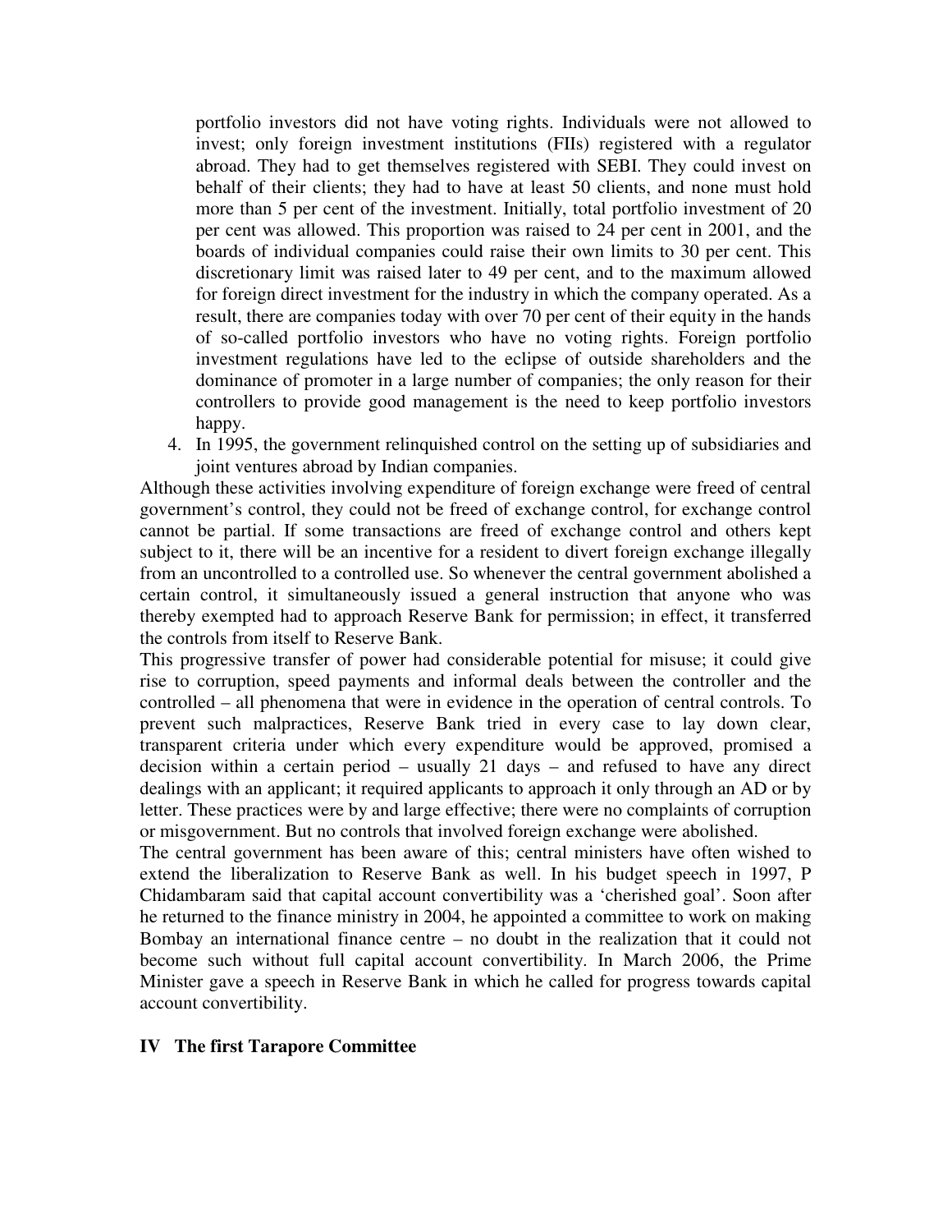portfolio investors did not have voting rights. Individuals were not allowed to invest; only foreign investment institutions (FIIs) registered with a regulator abroad. They had to get themselves registered with SEBI. They could invest on behalf of their clients; they had to have at least 50 clients, and none must hold more than 5 per cent of the investment. Initially, total portfolio investment of 20 per cent was allowed. This proportion was raised to 24 per cent in 2001, and the boards of individual companies could raise their own limits to 30 per cent. This discretionary limit was raised later to 49 per cent, and to the maximum allowed for foreign direct investment for the industry in which the company operated. As a result, there are companies today with over 70 per cent of their equity in the hands of so-called portfolio investors who have no voting rights. Foreign portfolio investment regulations have led to the eclipse of outside shareholders and the dominance of promoter in a large number of companies; the only reason for their controllers to provide good management is the need to keep portfolio investors happy.

4. In 1995, the government relinquished control on the setting up of subsidiaries and joint ventures abroad by Indian companies.

Although these activities involving expenditure of foreign exchange were freed of central government's control, they could not be freed of exchange control, for exchange control cannot be partial. If some transactions are freed of exchange control and others kept subject to it, there will be an incentive for a resident to divert foreign exchange illegally from an uncontrolled to a controlled use. So whenever the central government abolished a certain control, it simultaneously issued a general instruction that anyone who was thereby exempted had to approach Reserve Bank for permission; in effect, it transferred the controls from itself to Reserve Bank.

This progressive transfer of power had considerable potential for misuse; it could give rise to corruption, speed payments and informal deals between the controller and the controlled – all phenomena that were in evidence in the operation of central controls. To prevent such malpractices, Reserve Bank tried in every case to lay down clear, transparent criteria under which every expenditure would be approved, promised a decision within a certain period – usually 21 days – and refused to have any direct dealings with an applicant; it required applicants to approach it only through an AD or by letter. These practices were by and large effective; there were no complaints of corruption or misgovernment. But no controls that involved foreign exchange were abolished.

The central government has been aware of this; central ministers have often wished to extend the liberalization to Reserve Bank as well. In his budget speech in 1997, P Chidambaram said that capital account convertibility was a 'cherished goal'. Soon after he returned to the finance ministry in 2004, he appointed a committee to work on making Bombay an international finance centre – no doubt in the realization that it could not become such without full capital account convertibility. In March 2006, the Prime Minister gave a speech in Reserve Bank in which he called for progress towards capital account convertibility.

## IV The first Tarapore Committee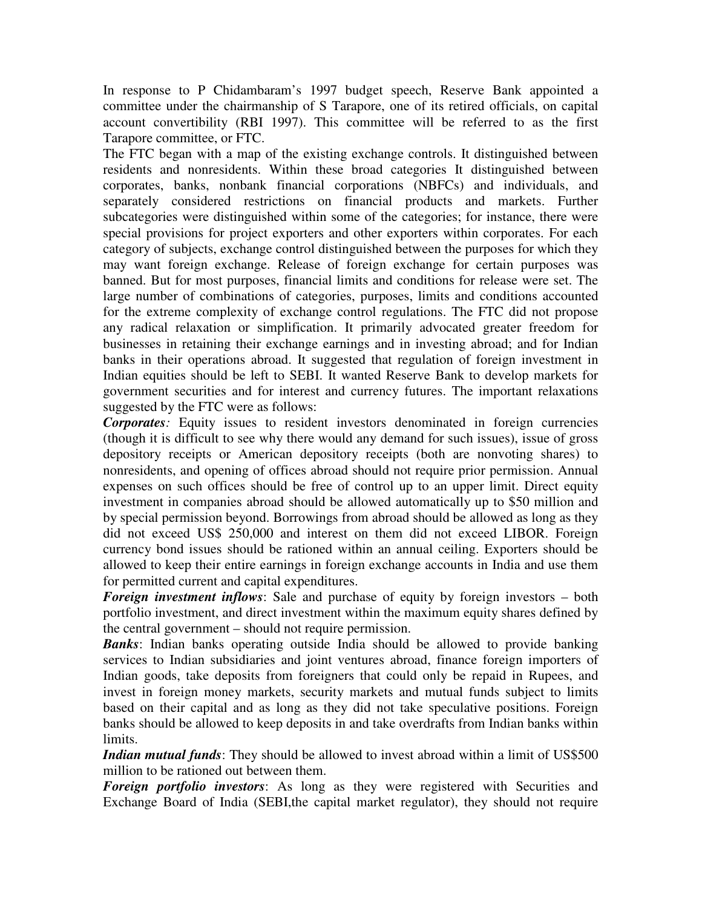In response to P Chidambaram's 1997 budget speech, Reserve Bank appointed a committee under the chairmanship of S Tarapore, one of its retired officials, on capital account convertibility (RBI 1997). This committee will be referred to as the first Tarapore committee, or FTC.

The FTC began with a map of the existing exchange controls. It distinguished between residents and nonresidents. Within these broad categories It distinguished between corporates, banks, nonbank financial corporations (NBFCs) and individuals, and separately considered restrictions on financial products and markets. Further subcategories were distinguished within some of the categories; for instance, there were special provisions for project exporters and other exporters within corporates. For each category of subjects, exchange control distinguished between the purposes for which they may want foreign exchange. Release of foreign exchange for certain purposes was banned. But for most purposes, financial limits and conditions for release were set. The large number of combinations of categories, purposes, limits and conditions accounted for the extreme complexity of exchange control regulations. The FTC did not propose any radical relaxation or simplification. It primarily advocated greater freedom for businesses in retaining their exchange earnings and in investing abroad; and for Indian banks in their operations abroad. It suggested that regulation of foreign investment in Indian equities should be left to SEBI. It wanted Reserve Bank to develop markets for government securities and for interest and currency futures. The important relaxations suggested by the FTC were as follows:

***Corporates**:* Equity issues to resident investors denominated in foreign currencies (though it is difficult to see why there would any demand for such issues), issue of gross depository receipts or American depository receipts (both are nonvoting shares) to nonresidents, and opening of offices abroad should not require prior permission. Annual expenses on such offices should be free of control up to an upper limit. Direct equity investment in companies abroad should be allowed automatically up to \$50 million and by special permission beyond. Borrowings from abroad should be allowed as long as they did not exceed US\$ 250,000 and interest on them did not exceed LIBOR. Foreign currency bond issues should be rationed within an annual ceiling. Exporters should be allowed to keep their entire earnings in foreign exchange accounts in India and use them for permitted current and capital expenditures.

***Foreign investment inflows***: Sale and purchase of equity by foreign investors – both portfolio investment, and direct investment within the maximum equity shares defined by the central government – should not require permission.

***Banks***: Indian banks operating outside India should be allowed to provide banking services to Indian subsidiaries and joint ventures abroad, finance foreign importers of Indian goods, take deposits from foreigners that could only be repaid in Rupees, and invest in foreign money markets, security markets and mutual funds subject to limits based on their capital and as long as they did not take speculative positions. Foreign banks should be allowed to keep deposits in and take overdrafts from Indian banks within limits.

***Indian mutual funds***: They should be allowed to invest abroad within a limit of US\$500 million to be rationed out between them.

***Foreign portfolio investors***: As long as they were registered with Securities and Exchange Board of India (SEBI,the capital market regulator), they should not require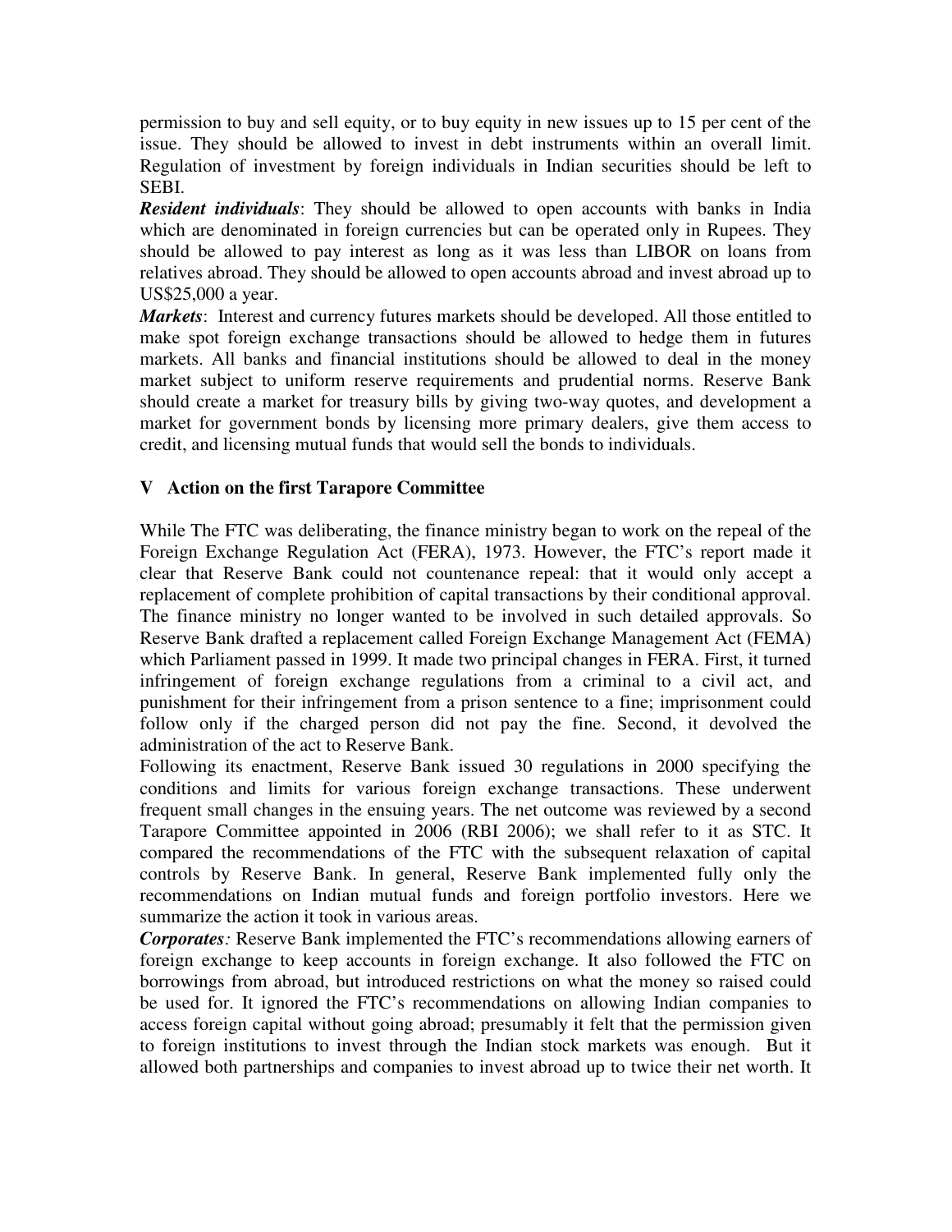permission to buy and sell equity, or to buy equity in new issues up to 15 per cent of the issue. They should be allowed to invest in debt instruments within an overall limit. Regulation of investment by foreign individuals in Indian securities should be left to SEBI.

***Resident individuals***: They should be allowed to open accounts with banks in India which are denominated in foreign currencies but can be operated only in Rupees. They should be allowed to pay interest as long as it was less than LIBOR on loans from relatives abroad. They should be allowed to open accounts abroad and invest abroad up to US$25,000 a year.

***Markets***: Interest and currency futures markets should be developed. All those entitled to make spot foreign exchange transactions should be allowed to hedge them in futures markets. All banks and financial institutions should be allowed to deal in the money market subject to uniform reserve requirements and prudential norms. Reserve Bank should create a market for treasury bills by giving two-way quotes, and development a market for government bonds by licensing more primary dealers, give them access to credit, and licensing mutual funds that would sell the bonds to individuals.

## V Action on the first Tarapore Committee

While The FTC was deliberating, the finance ministry began to work on the repeal of the Foreign Exchange Regulation Act (FERA), 1973. However, the FTC's report made it clear that Reserve Bank could not countenance repeal: that it would only accept a replacement of complete prohibition of capital transactions by their conditional approval. The finance ministry no longer wanted to be involved in such detailed approvals. So Reserve Bank drafted a replacement called Foreign Exchange Management Act (FEMA) which Parliament passed in 1999. It made two principal changes in FERA. First, it turned infringement of foreign exchange regulations from a criminal to a civil act, and punishment for their infringement from a prison sentence to a fine; imprisonment could follow only if the charged person did not pay the fine. Second, it devolved the administration of the act to Reserve Bank.

Following its enactment, Reserve Bank issued 30 regulations in 2000 specifying the conditions and limits for various foreign exchange transactions. These underwent frequent small changes in the ensuing years. The net outcome was reviewed by a second Tarapore Committee appointed in 2006 (RBI 2006); we shall refer to it as STC. It compared the recommendations of the FTC with the subsequent relaxation of capital controls by Reserve Bank. In general, Reserve Bank implemented fully only the recommendations on Indian mutual funds and foreign portfolio investors. Here we summarize the action it took in various areas.

***Corporates***: Reserve Bank implemented the FTC's recommendations allowing earners of foreign exchange to keep accounts in foreign exchange. It also followed the FTC on borrowings from abroad, but introduced restrictions on what the money so raised could be used for. It ignored the FTC's recommendations on allowing Indian companies to access foreign capital without going abroad; presumably it felt that the permission given to foreign institutions to invest through the Indian stock markets was enough. But it allowed both partnerships and companies to invest abroad up to twice their net worth. It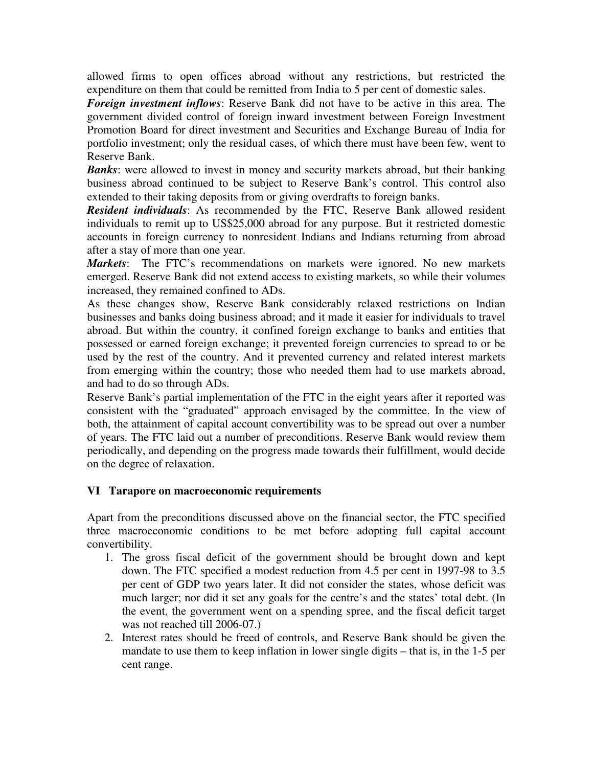allowed firms to open offices abroad without any restrictions, but restricted the expenditure on them that could be remitted from India to 5 per cent of domestic sales.

***Foreign investment inflows***: Reserve Bank did not have to be active in this area. The government divided control of foreign inward investment between Foreign Investment Promotion Board for direct investment and Securities and Exchange Bureau of India for portfolio investment; only the residual cases, of which there must have been few, went to Reserve Bank.

***Banks***: were allowed to invest in money and security markets abroad, but their banking business abroad continued to be subject to Reserve Bank's control. This control also extended to their taking deposits from or giving overdrafts to foreign banks.

***Resident individuals***: As recommended by the FTC, Reserve Bank allowed resident individuals to remit up to US$25,000 abroad for any purpose. But it restricted domestic accounts in foreign currency to nonresident Indians and Indians returning from abroad after a stay of more than one year.

***Markets***: The FTC's recommendations on markets were ignored. No new markets emerged. Reserve Bank did not extend access to existing markets, so while their volumes increased, they remained confined to ADs.

As these changes show, Reserve Bank considerably relaxed restrictions on Indian businesses and banks doing business abroad; and it made it easier for individuals to travel abroad. But within the country, it confined foreign exchange to banks and entities that possessed or earned foreign exchange; it prevented foreign currencies to spread to or be used by the rest of the country. And it prevented currency and related interest markets from emerging within the country; those who needed them had to use markets abroad, and had to do so through ADs.

Reserve Bank's partial implementation of the FTC in the eight years after it reported was consistent with the "graduated" approach envisaged by the committee. In the view of both, the attainment of capital account convertibility was to be spread out over a number of years. The FTC laid out a number of preconditions. Reserve Bank would review them periodically, and depending on the progress made towards their fulfillment, would decide on the degree of relaxation.

## VI Tarapore on macroeconomic requirements

Apart from the preconditions discussed above on the financial sector, the FTC specified three macroeconomic conditions to be met before adopting full capital account convertibility.

1. The gross fiscal deficit of the government should be brought down and kept down. The FTC specified a modest reduction from 4.5 per cent in 1997-98 to 3.5 per cent of GDP two years later. It did not consider the states, whose deficit was much larger; nor did it set any goals for the centre's and the states' total debt. (In the event, the government went on a spending spree, and the fiscal deficit target was not reached till 2006-07.)
2. Interest rates should be freed of controls, and Reserve Bank should be given the mandate to use them to keep inflation in lower single digits – that is, in the 1-5 per cent range.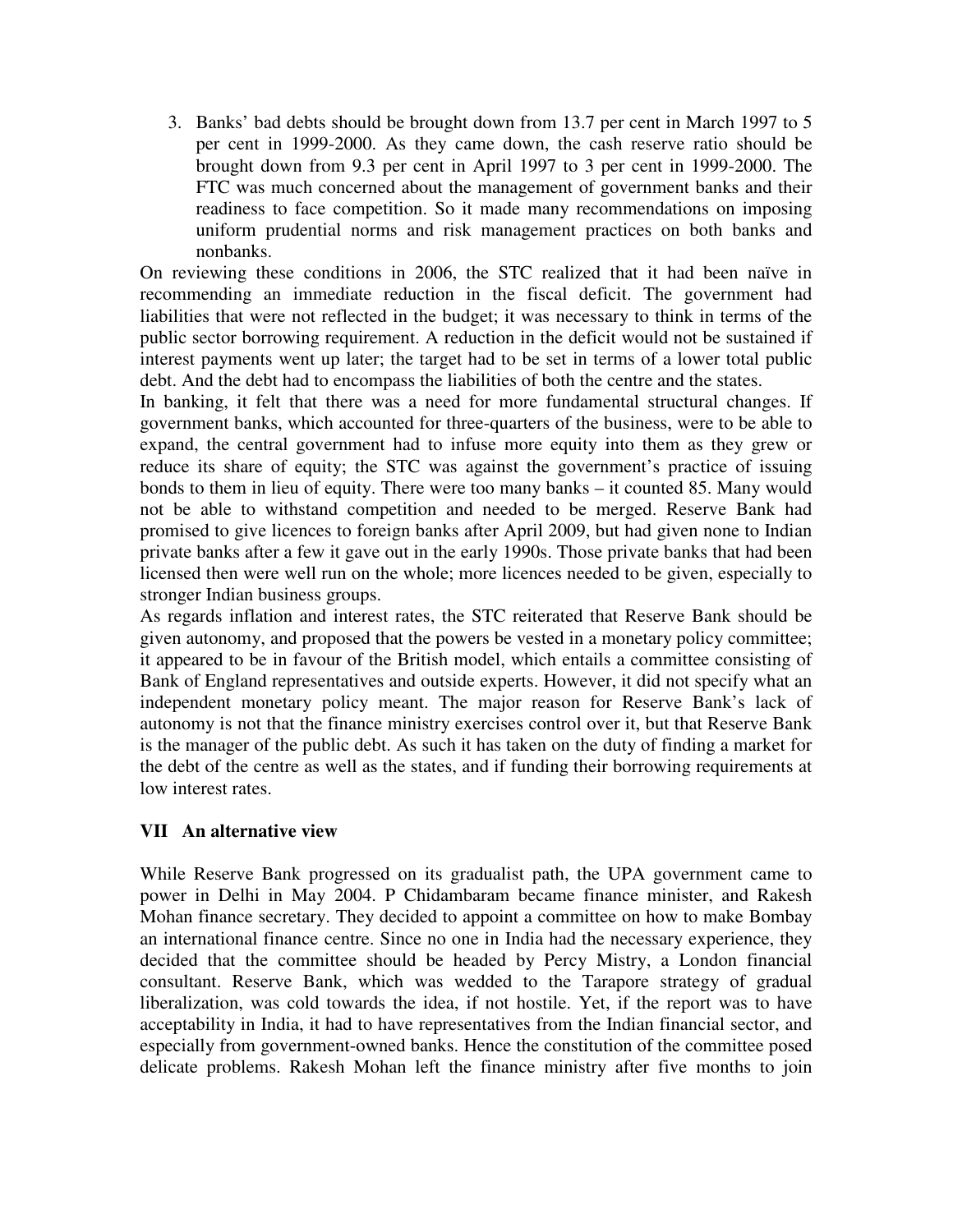3. Banks' bad debts should be brought down from 13.7 per cent in March 1997 to 5 per cent in 1999-2000. As they came down, the cash reserve ratio should be brought down from 9.3 per cent in April 1997 to 3 per cent in 1999-2000. The FTC was much concerned about the management of government banks and their readiness to face competition. So it made many recommendations on imposing uniform prudential norms and risk management practices on both banks and nonbanks.

On reviewing these conditions in 2006, the STC realized that it had been naïve in recommending an immediate reduction in the fiscal deficit. The government had liabilities that were not reflected in the budget; it was necessary to think in terms of the public sector borrowing requirement. A reduction in the deficit would not be sustained if interest payments went up later; the target had to be set in terms of a lower total public debt. And the debt had to encompass the liabilities of both the centre and the states.

In banking, it felt that there was a need for more fundamental structural changes. If government banks, which accounted for three-quarters of the business, were to be able to expand, the central government had to infuse more equity into them as they grew or reduce its share of equity; the STC was against the government's practice of issuing bonds to them in lieu of equity. There were too many banks – it counted 85. Many would not be able to withstand competition and needed to be merged. Reserve Bank had promised to give licences to foreign banks after April 2009, but had given none to Indian private banks after a few it gave out in the early 1990s. Those private banks that had been licensed then were well run on the whole; more licences needed to be given, especially to stronger Indian business groups.

As regards inflation and interest rates, the STC reiterated that Reserve Bank should be given autonomy, and proposed that the powers be vested in a monetary policy committee; it appeared to be in favour of the British model, which entails a committee consisting of Bank of England representatives and outside experts. However, it did not specify what an independent monetary policy meant. The major reason for Reserve Bank's lack of autonomy is not that the finance ministry exercises control over it, but that Reserve Bank is the manager of the public debt. As such it has taken on the duty of finding a market for the debt of the centre as well as the states, and if funding their borrowing requirements at low interest rates.

## VII An alternative view

While Reserve Bank progressed on its gradualist path, the UPA government came to power in Delhi in May 2004. P Chidambaram became finance minister, and Rakesh Mohan finance secretary. They decided to appoint a committee on how to make Bombay an international finance centre. Since no one in India had the necessary experience, they decided that the committee should be headed by Percy Mistry, a London financial consultant. Reserve Bank, which was wedded to the Tarapore strategy of gradual liberalization, was cold towards the idea, if not hostile. Yet, if the report was to have acceptability in India, it had to have representatives from the Indian financial sector, and especially from government-owned banks. Hence the constitution of the committee posed delicate problems. Rakesh Mohan left the finance ministry after five months to join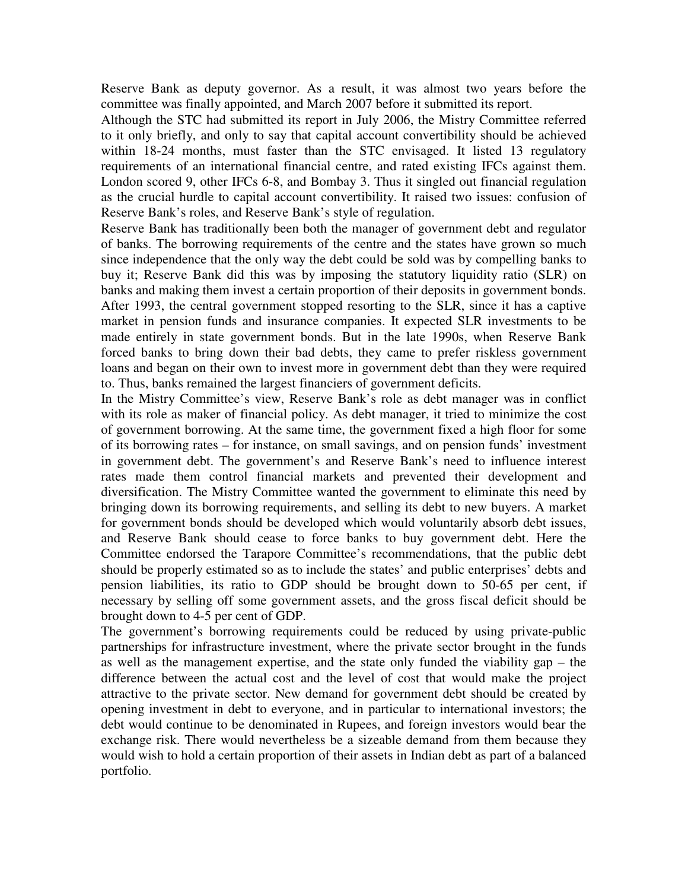Reserve Bank as deputy governor. As a result, it was almost two years before the committee was finally appointed, and March 2007 before it submitted its report.

Although the STC had submitted its report in July 2006, the Mistry Committee referred to it only briefly, and only to say that capital account convertibility should be achieved within 18-24 months, must faster than the STC envisaged. It listed 13 regulatory requirements of an international financial centre, and rated existing IFCs against them. London scored 9, other IFCs 6-8, and Bombay 3. Thus it singled out financial regulation as the crucial hurdle to capital account convertibility. It raised two issues: confusion of Reserve Bank's roles, and Reserve Bank's style of regulation.

Reserve Bank has traditionally been both the manager of government debt and regulator of banks. The borrowing requirements of the centre and the states have grown so much since independence that the only way the debt could be sold was by compelling banks to buy it; Reserve Bank did this was by imposing the statutory liquidity ratio (SLR) on banks and making them invest a certain proportion of their deposits in government bonds. After 1993, the central government stopped resorting to the SLR, since it has a captive market in pension funds and insurance companies. It expected SLR investments to be made entirely in state government bonds. But in the late 1990s, when Reserve Bank forced banks to bring down their bad debts, they came to prefer riskless government loans and began on their own to invest more in government debt than they were required to. Thus, banks remained the largest financiers of government deficits.

In the Mistry Committee's view, Reserve Bank's role as debt manager was in conflict with its role as maker of financial policy. As debt manager, it tried to minimize the cost of government borrowing. At the same time, the government fixed a high floor for some of its borrowing rates – for instance, on small savings, and on pension funds' investment in government debt. The government's and Reserve Bank's need to influence interest rates made them control financial markets and prevented their development and diversification. The Mistry Committee wanted the government to eliminate this need by bringing down its borrowing requirements, and selling its debt to new buyers. A market for government bonds should be developed which would voluntarily absorb debt issues, and Reserve Bank should cease to force banks to buy government debt. Here the Committee endorsed the Tarapore Committee's recommendations, that the public debt should be properly estimated so as to include the states' and public enterprises' debts and pension liabilities, its ratio to GDP should be brought down to 50-65 per cent, if necessary by selling off some government assets, and the gross fiscal deficit should be brought down to 4-5 per cent of GDP.

The government's borrowing requirements could be reduced by using private-public partnerships for infrastructure investment, where the private sector brought in the funds as well as the management expertise, and the state only funded the viability gap – the difference between the actual cost and the level of cost that would make the project attractive to the private sector. New demand for government debt should be created by opening investment in debt to everyone, and in particular to international investors; the debt would continue to be denominated in Rupees, and foreign investors would bear the exchange risk. There would nevertheless be a sizeable demand from them because they would wish to hold a certain proportion of their assets in Indian debt as part of a balanced portfolio.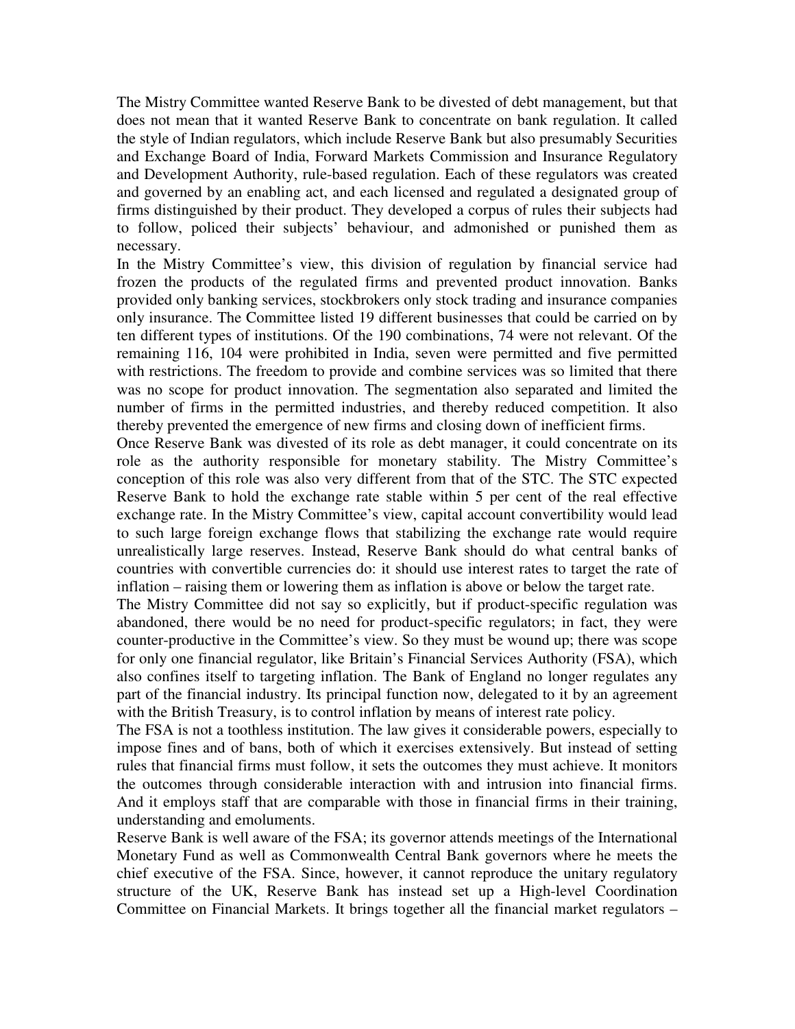The Mistry Committee wanted Reserve Bank to be divested of debt management, but that does not mean that it wanted Reserve Bank to concentrate on bank regulation. It called the style of Indian regulators, which include Reserve Bank but also presumably Securities and Exchange Board of India, Forward Markets Commission and Insurance Regulatory and Development Authority, rule-based regulation. Each of these regulators was created and governed by an enabling act, and each licensed and regulated a designated group of firms distinguished by their product. They developed a corpus of rules their subjects had to follow, policed their subjects' behaviour, and admonished or punished them as necessary.

In the Mistry Committee's view, this division of regulation by financial service had frozen the products of the regulated firms and prevented product innovation. Banks provided only banking services, stockbrokers only stock trading and insurance companies only insurance. The Committee listed 19 different businesses that could be carried on by ten different types of institutions. Of the 190 combinations, 74 were not relevant. Of the remaining 116, 104 were prohibited in India, seven were permitted and five permitted with restrictions. The freedom to provide and combine services was so limited that there was no scope for product innovation. The segmentation also separated and limited the number of firms in the permitted industries, and thereby reduced competition. It also thereby prevented the emergence of new firms and closing down of inefficient firms.

Once Reserve Bank was divested of its role as debt manager, it could concentrate on its role as the authority responsible for monetary stability. The Mistry Committee's conception of this role was also very different from that of the STC. The STC expected Reserve Bank to hold the exchange rate stable within 5 per cent of the real effective exchange rate. In the Mistry Committee's view, capital account convertibility would lead to such large foreign exchange flows that stabilizing the exchange rate would require unrealistically large reserves. Instead, Reserve Bank should do what central banks of countries with convertible currencies do: it should use interest rates to target the rate of inflation – raising them or lowering them as inflation is above or below the target rate.

The Mistry Committee did not say so explicitly, but if product-specific regulation was abandoned, there would be no need for product-specific regulators; in fact, they were counter-productive in the Committee's view. So they must be wound up; there was scope for only one financial regulator, like Britain's Financial Services Authority (FSA), which also confines itself to targeting inflation. The Bank of England no longer regulates any part of the financial industry. Its principal function now, delegated to it by an agreement with the British Treasury, is to control inflation by means of interest rate policy.

The FSA is not a toothless institution. The law gives it considerable powers, especially to impose fines and of bans, both of which it exercises extensively. But instead of setting rules that financial firms must follow, it sets the outcomes they must achieve. It monitors the outcomes through considerable interaction with and intrusion into financial firms. And it employs staff that are comparable with those in financial firms in their training, understanding and emoluments.

Reserve Bank is well aware of the FSA; its governor attends meetings of the International Monetary Fund as well as Commonwealth Central Bank governors where he meets the chief executive of the FSA. Since, however, it cannot reproduce the unitary regulatory structure of the UK, Reserve Bank has instead set up a High-level Coordination Committee on Financial Markets. It brings together all the financial market regulators –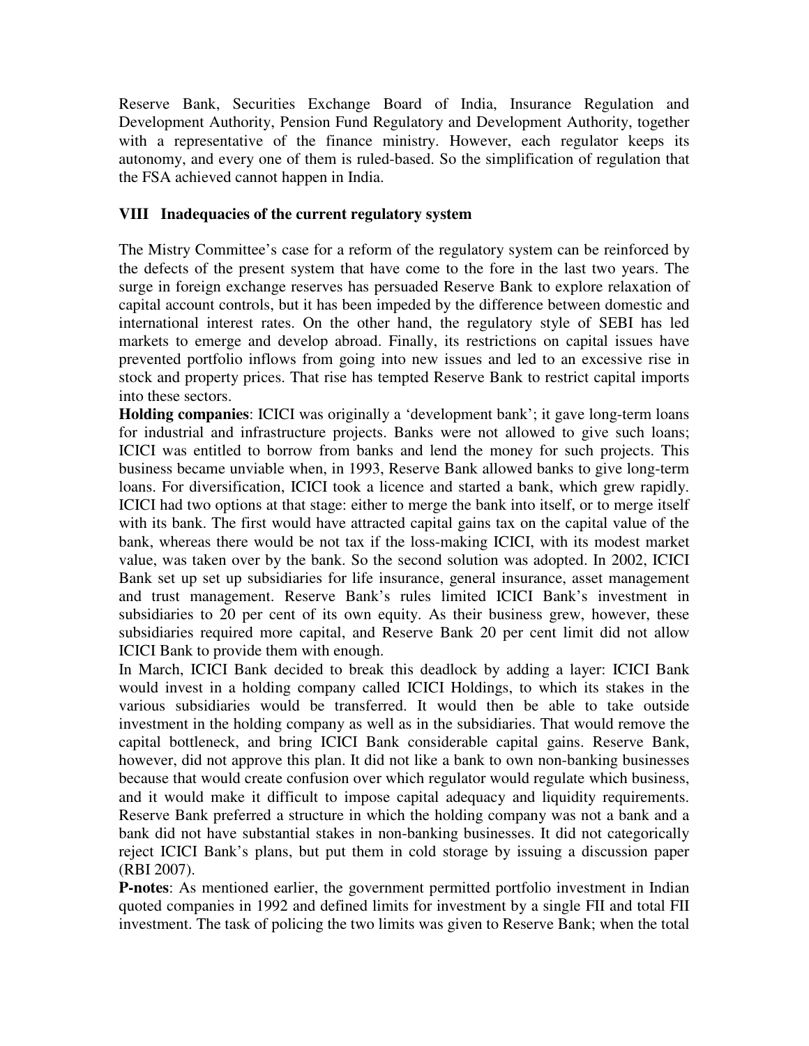Reserve Bank, Securities Exchange Board of India, Insurance Regulation and Development Authority, Pension Fund Regulatory and Development Authority, together with a representative of the finance ministry. However, each regulator keeps its autonomy, and every one of them is ruled-based. So the simplification of regulation that the FSA achieved cannot happen in India.

## VIII Inadequacies of the current regulatory system

The Mistry Committee's case for a reform of the regulatory system can be reinforced by the defects of the present system that have come to the fore in the last two years. The surge in foreign exchange reserves has persuaded Reserve Bank to explore relaxation of capital account controls, but it has been impeded by the difference between domestic and international interest rates. On the other hand, the regulatory style of SEBI has led markets to emerge and develop abroad. Finally, its restrictions on capital issues have prevented portfolio inflows from going into new issues and led to an excessive rise in stock and property prices. That rise has tempted Reserve Bank to restrict capital imports into these sectors.

**Holding companies**: ICICI was originally a 'development bank'; it gave long-term loans for industrial and infrastructure projects. Banks were not allowed to give such loans; ICICI was entitled to borrow from banks and lend the money for such projects. This business became unviable when, in 1993, Reserve Bank allowed banks to give long-term loans. For diversification, ICICI took a licence and started a bank, which grew rapidly. ICICI had two options at that stage: either to merge the bank into itself, or to merge itself with its bank. The first would have attracted capital gains tax on the capital value of the bank, whereas there would be not tax if the loss-making ICICI, with its modest market value, was taken over by the bank. So the second solution was adopted. In 2002, ICICI Bank set up set up subsidiaries for life insurance, general insurance, asset management and trust management. Reserve Bank's rules limited ICICI Bank's investment in subsidiaries to 20 per cent of its own equity. As their business grew, however, these subsidiaries required more capital, and Reserve Bank 20 per cent limit did not allow ICICI Bank to provide them with enough.

In March, ICICI Bank decided to break this deadlock by adding a layer: ICICI Bank would invest in a holding company called ICICI Holdings, to which its stakes in the various subsidiaries would be transferred. It would then be able to take outside investment in the holding company as well as in the subsidiaries. That would remove the capital bottleneck, and bring ICICI Bank considerable capital gains. Reserve Bank, however, did not approve this plan. It did not like a bank to own non-banking businesses because that would create confusion over which regulator would regulate which business, and it would make it difficult to impose capital adequacy and liquidity requirements. Reserve Bank preferred a structure in which the holding company was not a bank and a bank did not have substantial stakes in non-banking businesses. It did not categorically reject ICICI Bank's plans, but put them in cold storage by issuing a discussion paper (RBI 2007).

**P-notes**: As mentioned earlier, the government permitted portfolio investment in Indian quoted companies in 1992 and defined limits for investment by a single FII and total FII investment. The task of policing the two limits was given to Reserve Bank; when the total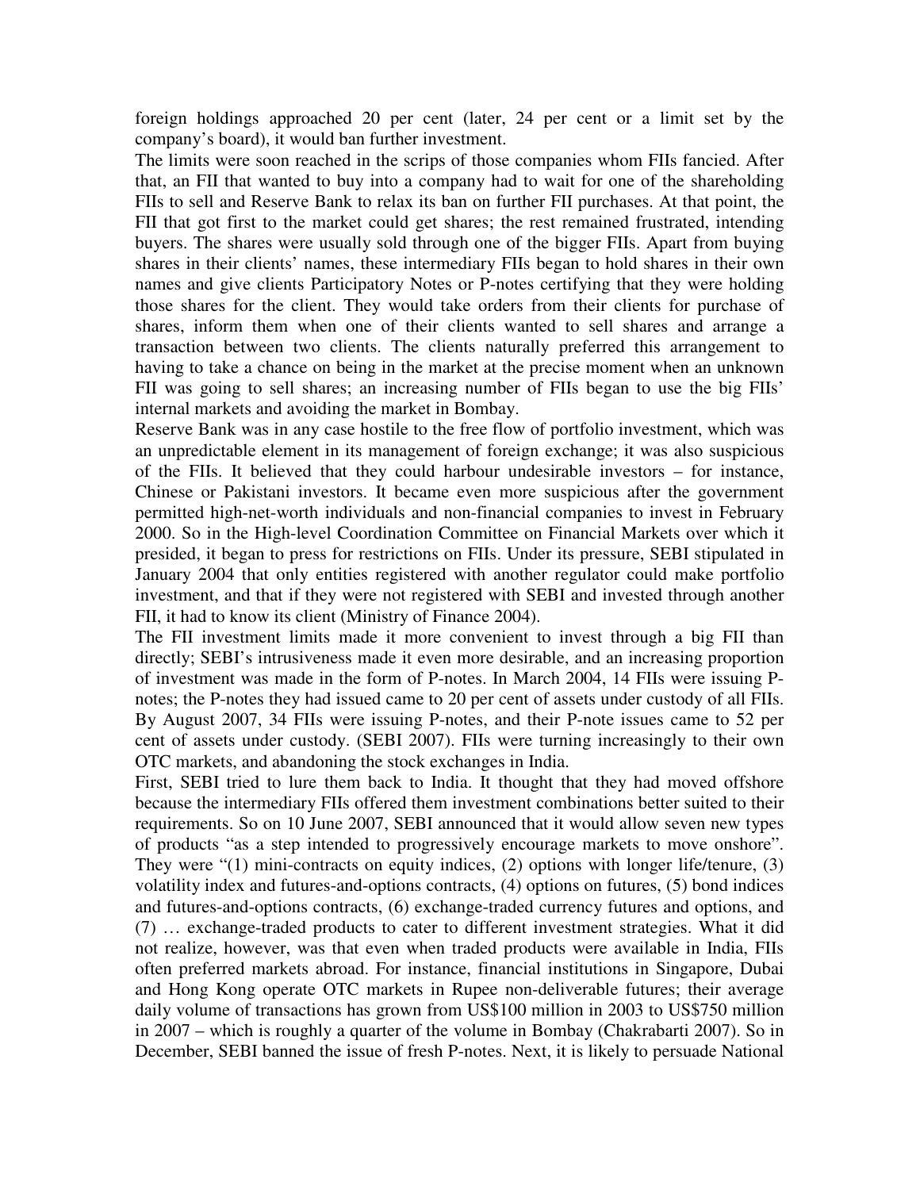foreign holdings approached 20 per cent (later, 24 per cent or a limit set by the company's board), it would ban further investment.

The limits were soon reached in the scrips of those companies whom FIIs fancied. After that, an FII that wanted to buy into a company had to wait for one of the shareholding FIIs to sell and Reserve Bank to relax its ban on further FII purchases. At that point, the FII that got first to the market could get shares; the rest remained frustrated, intending buyers. The shares were usually sold through one of the bigger FIIs. Apart from buying shares in their clients' names, these intermediary FIIs began to hold shares in their own names and give clients Participatory Notes or P-notes certifying that they were holding those shares for the client. They would take orders from their clients for purchase of shares, inform them when one of their clients wanted to sell shares and arrange a transaction between two clients. The clients naturally preferred this arrangement to having to take a chance on being in the market at the precise moment when an unknown FII was going to sell shares; an increasing number of FIIs began to use the big FIIs' internal markets and avoiding the market in Bombay.

Reserve Bank was in any case hostile to the free flow of portfolio investment, which was an unpredictable element in its management of foreign exchange; it was also suspicious of the FIIs. It believed that they could harbour undesirable investors – for instance, Chinese or Pakistani investors. It became even more suspicious after the government permitted high-net-worth individuals and non-financial companies to invest in February 2000. So in the High-level Coordination Committee on Financial Markets over which it presided, it began to press for restrictions on FIIs. Under its pressure, SEBI stipulated in January 2004 that only entities registered with another regulator could make portfolio investment, and that if they were not registered with SEBI and invested through another FII, it had to know its client (Ministry of Finance 2004).

The FII investment limits made it more convenient to invest through a big FII than directly; SEBI's intrusiveness made it even more desirable, and an increasing proportion of investment was made in the form of P-notes. In March 2004, 14 FIIs were issuing P-notes; the P-notes they had issued came to 20 per cent of assets under custody of all FIIs. By August 2007, 34 FIIs were issuing P-notes, and their P-note issues came to 52 per cent of assets under custody. (SEBI 2007). FIIs were turning increasingly to their own OTC markets, and abandoning the stock exchanges in India.

First, SEBI tried to lure them back to India. It thought that they had moved offshore because the intermediary FIIs offered them investment combinations better suited to their requirements. So on 10 June 2007, SEBI announced that it would allow seven new types of products "as a step intended to progressively encourage markets to move onshore". They were "(1) mini-contracts on equity indices, (2) options with longer life/tenure, (3) volatility index and futures-and-options contracts, (4) options on futures, (5) bond indices and futures-and-options contracts, (6) exchange-traded currency futures and options, and (7) … exchange-traded products to cater to different investment strategies. What it did not realize, however, was that even when traded products were available in India, FIIs often preferred markets abroad. For instance, financial institutions in Singapore, Dubai and Hong Kong operate OTC markets in Rupee non-deliverable futures; their average daily volume of transactions has grown from US$100 million in 2003 to US$750 million in 2007 – which is roughly a quarter of the volume in Bombay (Chakrabarti 2007). So in December, SEBI banned the issue of fresh P-notes. Next, it is likely to persuade National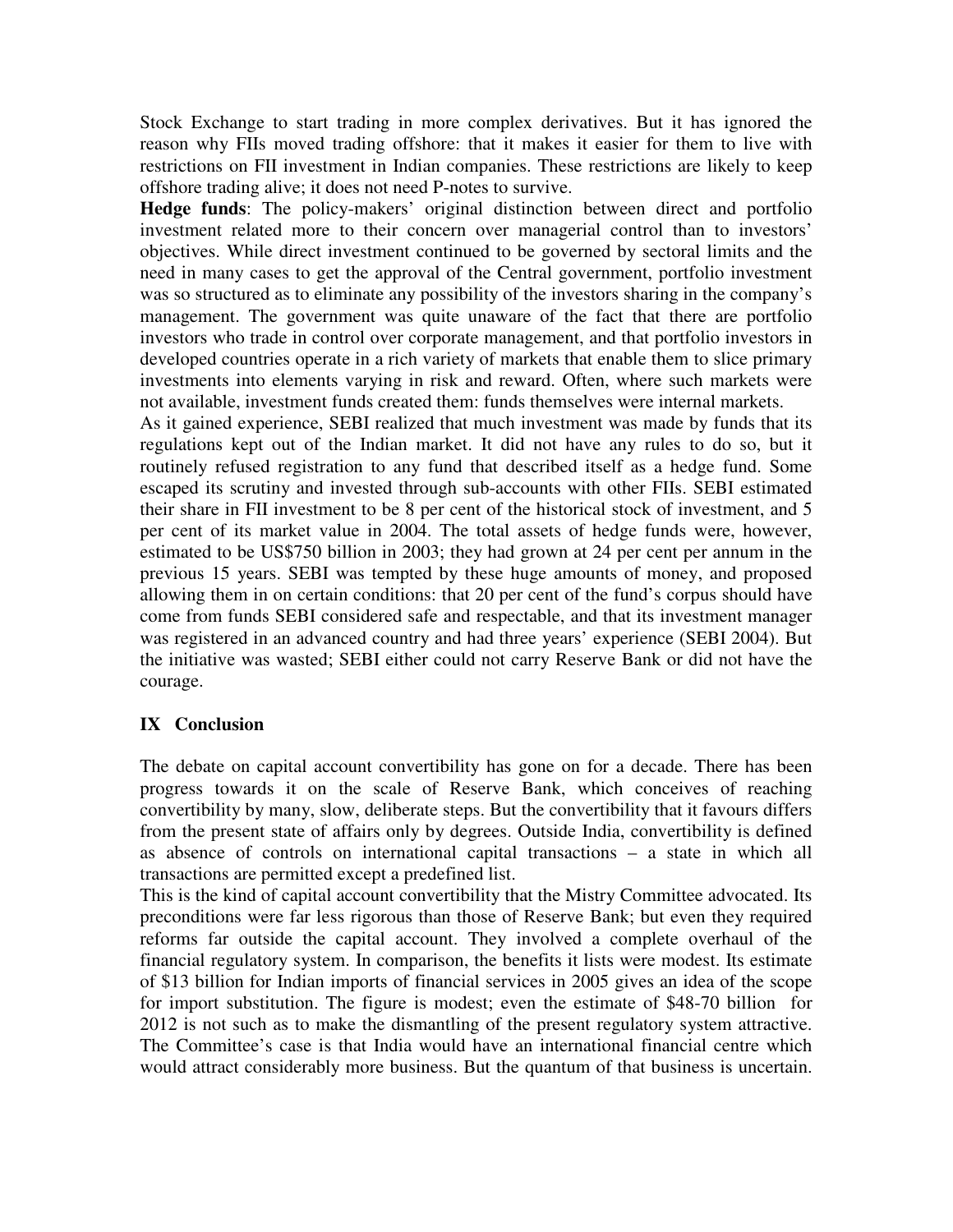Stock Exchange to start trading in more complex derivatives. But it has ignored the reason why FIIs moved trading offshore: that it makes it easier for them to live with restrictions on FII investment in Indian companies. These restrictions are likely to keep offshore trading alive; it does not need P-notes to survive.

**Hedge funds**: The policy-makers' original distinction between direct and portfolio investment related more to their concern over managerial control than to investors' objectives. While direct investment continued to be governed by sectoral limits and the need in many cases to get the approval of the Central government, portfolio investment was so structured as to eliminate any possibility of the investors sharing in the company's management. The government was quite unaware of the fact that there are portfolio investors who trade in control over corporate management, and that portfolio investors in developed countries operate in a rich variety of markets that enable them to slice primary investments into elements varying in risk and reward. Often, where such markets were not available, investment funds created them: funds themselves were internal markets.

As it gained experience, SEBI realized that much investment was made by funds that its regulations kept out of the Indian market. It did not have any rules to do so, but it routinely refused registration to any fund that described itself as a hedge fund. Some escaped its scrutiny and invested through sub-accounts with other FIIs. SEBI estimated their share in FII investment to be 8 per cent of the historical stock of investment, and 5 per cent of its market value in 2004. The total assets of hedge funds were, however, estimated to be US$750 billion in 2003; they had grown at 24 per cent per annum in the previous 15 years. SEBI was tempted by these huge amounts of money, and proposed allowing them in on certain conditions: that 20 per cent of the fund's corpus should have come from funds SEBI considered safe and respectable, and that its investment manager was registered in an advanced country and had three years' experience (SEBI 2004). But the initiative was wasted; SEBI either could not carry Reserve Bank or did not have the courage.

## IX Conclusion

The debate on capital account convertibility has gone on for a decade. There has been progress towards it on the scale of Reserve Bank, which conceives of reaching convertibility by many, slow, deliberate steps. But the convertibility that it favours differs from the present state of affairs only by degrees. Outside India, convertibility is defined as absence of controls on international capital transactions – a state in which all transactions are permitted except a predefined list.

This is the kind of capital account convertibility that the Mistry Committee advocated. Its preconditions were far less rigorous than those of Reserve Bank; but even they required reforms far outside the capital account. They involved a complete overhaul of the financial regulatory system. In comparison, the benefits it lists were modest. Its estimate of $13 billion for Indian imports of financial services in 2005 gives an idea of the scope for import substitution. The figure is modest; even the estimate of $48-70 billion for 2012 is not such as to make the dismantling of the present regulatory system attractive. The Committee's case is that India would have an international financial centre which would attract considerably more business. But the quantum of that business is uncertain.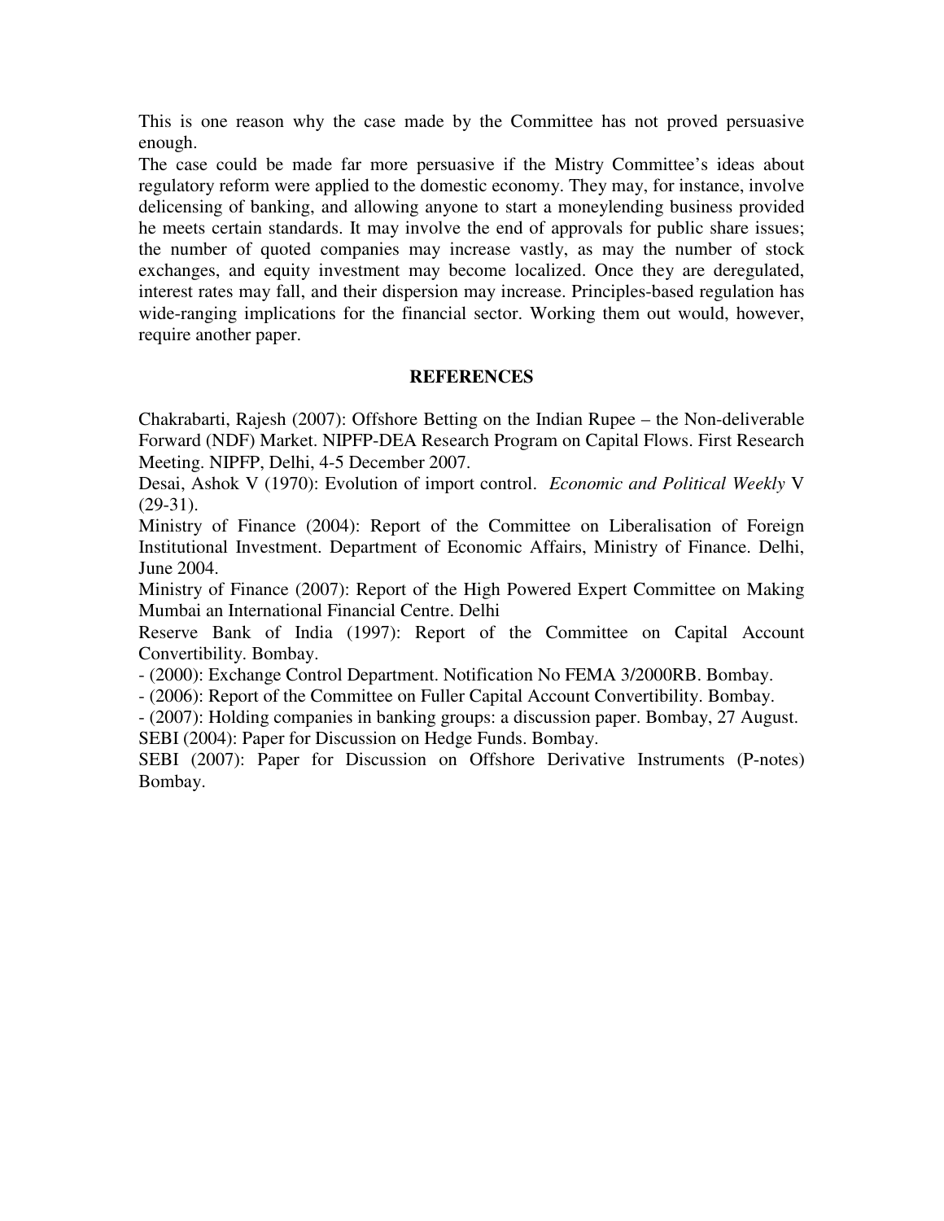This is one reason why the case made by the Committee has not proved persuasive enough.

The case could be made far more persuasive if the Mistry Committee's ideas about regulatory reform were applied to the domestic economy. They may, for instance, involve delicensing of banking, and allowing anyone to start a moneylending business provided he meets certain standards. It may involve the end of approvals for public share issues; the number of quoted companies may increase vastly, as may the number of stock exchanges, and equity investment may become localized. Once they are deregulated, interest rates may fall, and their dispersion may increase. Principles-based regulation has wide-ranging implications for the financial sector. Working them out would, however, require another paper.

## REFERENCES

Chakrabarti, Rajesh (2007): Offshore Betting on the Indian Rupee – the Non-deliverable Forward (NDF) Market. NIPFP-DEA Research Program on Capital Flows. First Research Meeting. NIPFP, Delhi, 4-5 December 2007.

Desai, Ashok V (1970): Evolution of import control. *Economic and Political Weekly* V (29-31).

Ministry of Finance (2004): Report of the Committee on Liberalisation of Foreign Institutional Investment. Department of Economic Affairs, Ministry of Finance. Delhi, June 2004.

Ministry of Finance (2007): Report of the High Powered Expert Committee on Making Mumbai an International Financial Centre. Delhi

Reserve Bank of India (1997): Report of the Committee on Capital Account Convertibility. Bombay.

- (2000): Exchange Control Department. Notification No FEMA 3/2000RB. Bombay.

- (2006): Report of the Committee on Fuller Capital Account Convertibility. Bombay.

- (2007): Holding companies in banking groups: a discussion paper. Bombay, 27 August.

SEBI (2004): Paper for Discussion on Hedge Funds. Bombay.

SEBI (2007): Paper for Discussion on Offshore Derivative Instruments (P-notes) Bombay.